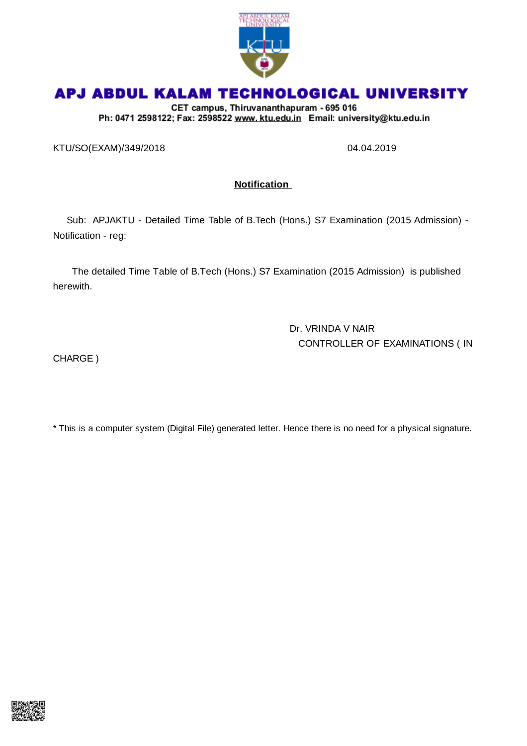# APJ ABDUL KALAM TECHNOLOGICAL UNIVERSITY

CET campus, Thiruvananthapuram - 695 016
Ph: 0471 2598122; Fax: 2598522 www. ktu.edu.in Email: university@ktu.edu.in

KTU/SO(EXAM)/349/2018 04.04.2019

**Notification**

Sub: APJAKTU - Detailed Time Table of B.Tech (Hons.) S7 Examination (2015 Admission) - Notification - reg:

The detailed Time Table of B.Tech (Hons.) S7 Examination (2015 Admission) is published herewith.

Dr. VRINDA V NAIR
CONTROLLER OF EXAMINATIONS ( IN CHARGE )

* This is a computer system (Digital File) generated letter. Hence there is no need for a physical signature.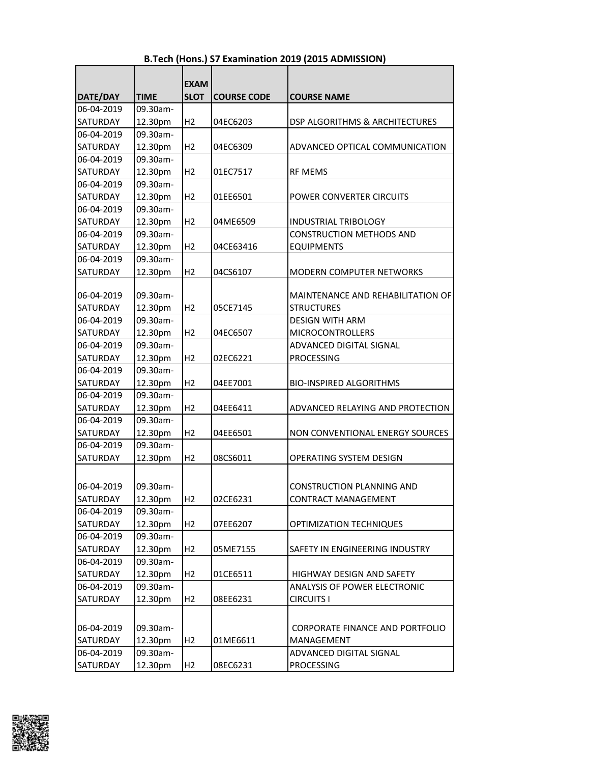**B.Tech (Hons.) S7 Examination 2019 (2015 ADMISSION)**

| DATE/DAY | TIME | EXAM SLOT | COURSE CODE | COURSE NAME |
|---|---|---|---|---|
| 06-04-2019 SATURDAY | 09.30am-12.30pm | H2 | 04EC6203 | DSP ALGORITHMS & ARCHITECTURES |
| 06-04-2019 SATURDAY | 09.30am-12.30pm | H2 | 04EC6309 | ADVANCED OPTICAL COMMUNICATION |
| 06-04-2019 SATURDAY | 09.30am-12.30pm | H2 | 01EC7517 | RF MEMS |
| 06-04-2019 SATURDAY | 09.30am-12.30pm | H2 | 01EE6501 | POWER CONVERTER CIRCUITS |
| 06-04-2019 SATURDAY | 09.30am-12.30pm | H2 | 04ME6509 | INDUSTRIAL TRIBOLOGY |
| 06-04-2019 SATURDAY | 09.30am-12.30pm | H2 | 04CE63416 | CONSTRUCTION METHODS AND EQUIPMENTS |
| 06-04-2019 SATURDAY | 09.30am-12.30pm | H2 | 04CS6107 | MODERN COMPUTER NETWORKS |
| 06-04-2019 SATURDAY | 09.30am-12.30pm | H2 | 05CE7145 | MAINTENANCE AND REHABILITATION OF STRUCTURES |
| 06-04-2019 SATURDAY | 09.30am-12.30pm | H2 | 04EC6507 | DESIGN WITH ARM MICROCONTROLLERS |
| 06-04-2019 SATURDAY | 09.30am-12.30pm | H2 | 02EC6221 | ADVANCED DIGITAL SIGNAL PROCESSING |
| 06-04-2019 SATURDAY | 09.30am-12.30pm | H2 | 04EE7001 | BIO-INSPIRED ALGORITHMS |
| 06-04-2019 SATURDAY | 09.30am-12.30pm | H2 | 04EE6411 | ADVANCED RELAYING AND PROTECTION |
| 06-04-2019 SATURDAY | 09.30am-12.30pm | H2 | 04EE6501 | NON CONVENTIONAL ENERGY SOURCES |
| 06-04-2019 SATURDAY | 09.30am-12.30pm | H2 | 08CS6011 | OPERATING SYSTEM DESIGN |
| 06-04-2019 SATURDAY | 09.30am-12.30pm | H2 | 02CE6231 | CONSTRUCTION PLANNING AND CONTRACT MANAGEMENT |
| 06-04-2019 SATURDAY | 09.30am-12.30pm | H2 | 07EE6207 | OPTIMIZATION TECHNIQUES |
| 06-04-2019 SATURDAY | 09.30am-12.30pm | H2 | 05ME7155 | SAFETY IN ENGINEERING INDUSTRY |
| 06-04-2019 SATURDAY | 09.30am-12.30pm | H2 | 01CE6511 | HIGHWAY DESIGN AND SAFETY |
| 06-04-2019 SATURDAY | 09.30am-12.30pm | H2 | 08EE6231 | ANALYSIS OF POWER ELECTRONIC CIRCUITS I |
| 06-04-2019 SATURDAY | 09.30am-12.30pm | H2 | 01ME6611 | CORPORATE FINANCE AND PORTFOLIO MANAGEMENT |
| 06-04-2019 SATURDAY | 09.30am-12.30pm | H2 | 08EC6231 | ADVANCED DIGITAL SIGNAL PROCESSING |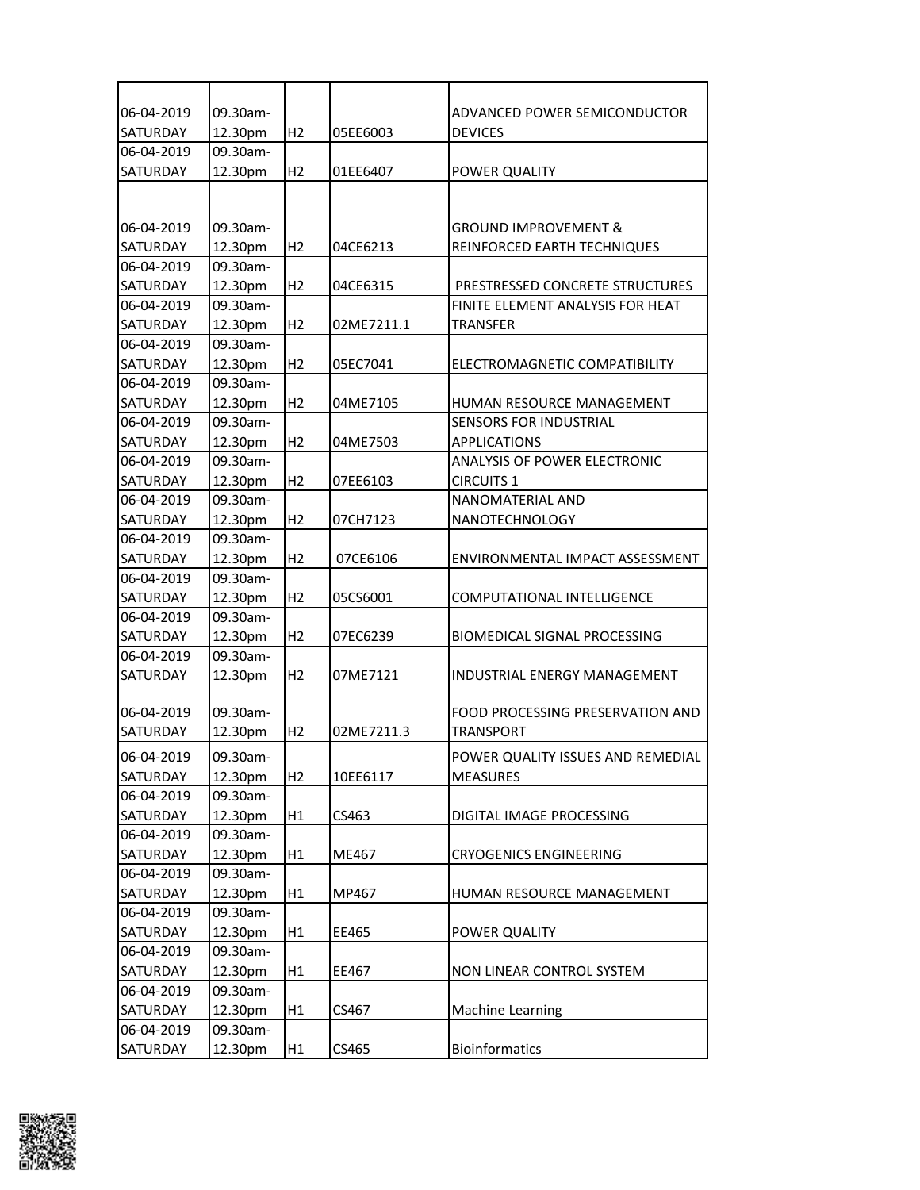| | | | | |
|---|---|---|---|---|
| 06-04-2019 SATURDAY | 09.30am-12.30pm | H2 | 05EE6003 | ADVANCED POWER SEMICONDUCTOR DEVICES |
| 06-04-2019 SATURDAY | 09.30am-12.30pm | H2 | 01EE6407 | POWER QUALITY |
| 06-04-2019 SATURDAY | 09.30am-12.30pm | H2 | 04CE6213 | GROUND IMPROVEMENT & REINFORCED EARTH TECHNIQUES |
| 06-04-2019 SATURDAY | 09.30am-12.30pm | H2 | 04CE6315 | PRESTRESSED CONCRETE STRUCTURES |
| 06-04-2019 SATURDAY | 09.30am-12.30pm | H2 | 02ME7211.1 | FINITE ELEMENT ANALYSIS FOR HEAT TRANSFER |
| 06-04-2019 SATURDAY | 09.30am-12.30pm | H2 | 05EC7041 | ELECTROMAGNETIC COMPATIBILITY |
| 06-04-2019 SATURDAY | 09.30am-12.30pm | H2 | 04ME7105 | HUMAN RESOURCE MANAGEMENT |
| 06-04-2019 SATURDAY | 09.30am-12.30pm | H2 | 04ME7503 | SENSORS FOR INDUSTRIAL APPLICATIONS |
| 06-04-2019 SATURDAY | 09.30am-12.30pm | H2 | 07EE6103 | ANALYSIS OF POWER ELECTRONIC CIRCUITS 1 |
| 06-04-2019 SATURDAY | 09.30am-12.30pm | H2 | 07CH7123 | NANOMATERIAL AND NANOTECHNOLOGY |
| 06-04-2019 SATURDAY | 09.30am-12.30pm | H2 | 07CE6106 | ENVIRONMENTAL IMPACT ASSESSMENT |
| 06-04-2019 SATURDAY | 09.30am-12.30pm | H2 | 05CS6001 | COMPUTATIONAL INTELLIGENCE |
| 06-04-2019 SATURDAY | 09.30am-12.30pm | H2 | 07EC6239 | BIOMEDICAL SIGNAL PROCESSING |
| 06-04-2019 SATURDAY | 09.30am-12.30pm | H2 | 07ME7121 | INDUSTRIAL ENERGY MANAGEMENT |
| 06-04-2019 SATURDAY | 09.30am-12.30pm | H2 | 02ME7211.3 | FOOD PROCESSING PRESERVATION AND TRANSPORT |
| 06-04-2019 SATURDAY | 09.30am-12.30pm | H2 | 10EE6117 | POWER QUALITY ISSUES AND REMEDIAL MEASURES |
| 06-04-2019 SATURDAY | 09.30am-12.30pm | H1 | CS463 | DIGITAL IMAGE PROCESSING |
| 06-04-2019 SATURDAY | 09.30am-12.30pm | H1 | ME467 | CRYOGENICS ENGINEERING |
| 06-04-2019 SATURDAY | 09.30am-12.30pm | H1 | MP467 | HUMAN RESOURCE MANAGEMENT |
| 06-04-2019 SATURDAY | 09.30am-12.30pm | H1 | EE465 | POWER QUALITY |
| 06-04-2019 SATURDAY | 09.30am-12.30pm | H1 | EE467 | NON LINEAR CONTROL SYSTEM |
| 06-04-2019 SATURDAY | 09.30am-12.30pm | H1 | CS467 | Machine Learning |
| 06-04-2019 SATURDAY | 09.30am-12.30pm | H1 | CS465 | Bioinformatics |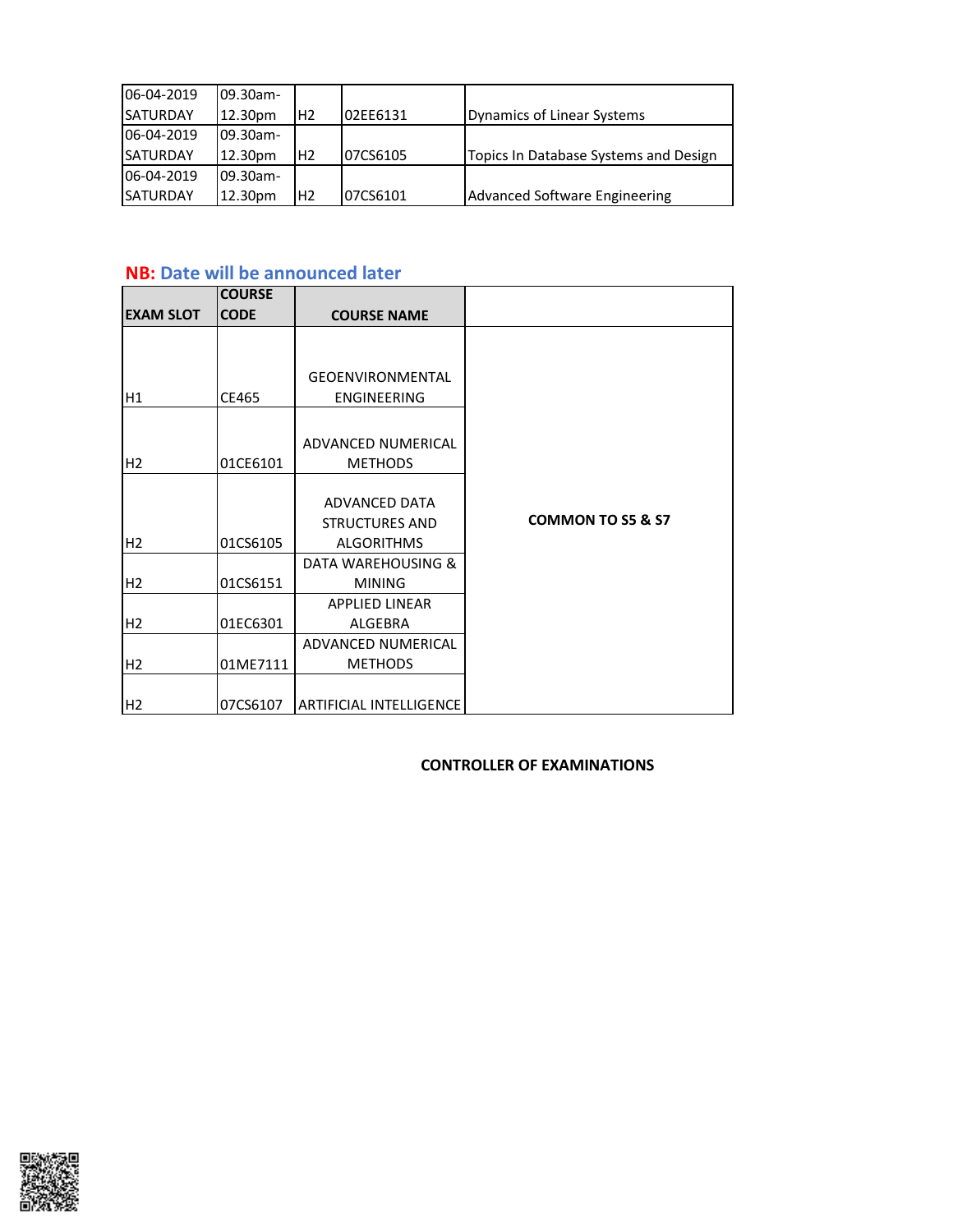| | | | | |
|---|---|---|---|---|
| 06-04-2019 SATURDAY | 09.30am-12.30pm | H2 | 02EE6131 | Dynamics of Linear Systems |
| 06-04-2019 SATURDAY | 09.30am-12.30pm | H2 | 07CS6105 | Topics In Database Systems and Design |
| 06-04-2019 SATURDAY | 09.30am-12.30pm | H2 | 07CS6101 | Advanced Software Engineering |

**NB: Date will be announced later**

| EXAM SLOT | COURSE CODE | COURSE NAME | |
|---|---|---|---|
| H1 | CE465 | GEOENVIRONMENTAL ENGINEERING | COMMON TO S5 & S7 |
| H2 | 01CE6101 | ADVANCED NUMERICAL METHODS | |
| H2 | 01CS6105 | ADVANCED DATA STRUCTURES AND ALGORITHMS | |
| H2 | 01CS6151 | DATA WAREHOUSING & MINING | |
| H2 | 01EC6301 | APPLIED LINEAR ALGEBRA | |
| H2 | 01ME7111 | ADVANCED NUMERICAL METHODS | |
| H2 | 07CS6107 | ARTIFICIAL INTELLIGENCE | |

**CONTROLLER OF EXAMINATIONS**